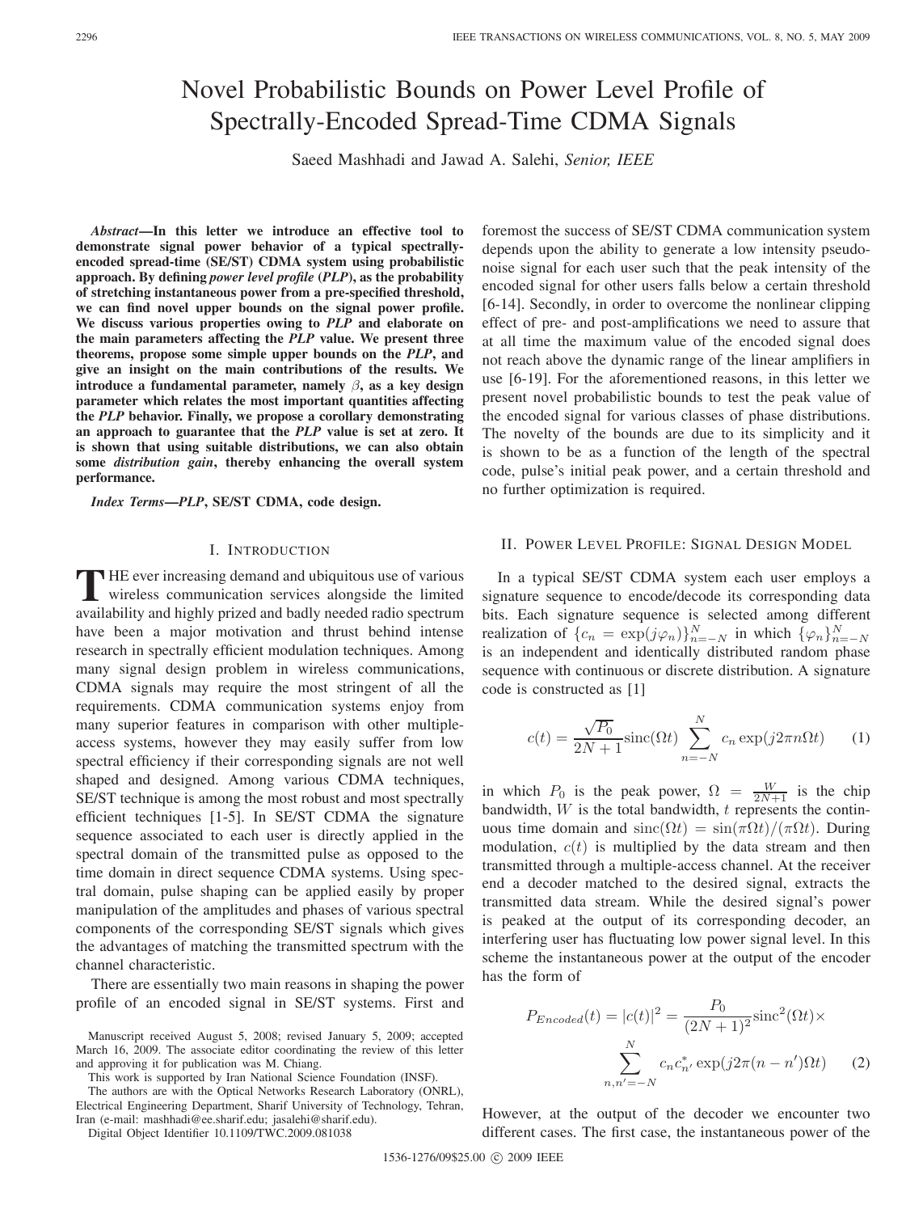# Novel Probabilistic Bounds on Power Level Profile of Spectrally-Encoded Spread-Time CDMA Signals

Saeed Mashhadi and Jawad A. Salehi, *Senior, IEEE*

***Abstract*—In this letter we introduce an effective tool to demonstrate signal power behavior of a typical spectrally-encoded spread-time (SE/ST) CDMA system using probabilistic approach. By defining *power level profile* (*PLP*), as the probability of stretching instantaneous power from a pre-specified threshold, we can find novel upper bounds on the signal power profile. We discuss various properties owing to *PLP* and elaborate on the main parameters affecting the *PLP* value. We present three theorems, propose some simple upper bounds on the *PLP*, and give an insight on the main contributions of the results. We introduce a fundamental parameter, namely $\beta$, as a key design parameter which relates the most important quantities affecting the *PLP* behavior. Finally, we propose a corollary demonstrating an approach to guarantee that the *PLP* value is set at zero. It is shown that using suitable distributions, we can also obtain some *distribution gain*, thereby enhancing the overall system performance.**

***Index Terms*—*PLP*, SE/ST CDMA, code design.**

## I. Introduction

The ever increasing demand and ubiquitous use of various wireless communication services alongside the limited availability and highly prized and badly needed radio spectrum have been a major motivation and thrust behind intense research in spectrally efficient modulation techniques. Among many signal design problem in wireless communications, CDMA signals may require the most stringent of all the requirements. CDMA communication systems enjoy from many superior features in comparison with other multiple-access systems, however they may easily suffer from low spectral efficiency if their corresponding signals are not well shaped and designed. Among various CDMA techniques, SE/ST technique is among the most robust and most spectrally efficient techniques [1-5]. In SE/ST CDMA the signature sequence associated to each user is directly applied in the spectral domain of the transmitted pulse as opposed to the time domain in direct sequence CDMA systems. Using spectral domain, pulse shaping can be applied easily by proper manipulation of the amplitudes and phases of various spectral components of the corresponding SE/ST signals which gives the advantages of matching the transmitted spectrum with the channel characteristic.

There are essentially two main reasons in shaping the power profile of an encoded signal in SE/ST systems. First and foremost the success of SE/ST CDMA communication system depends upon the ability to generate a low intensity pseudo-noise signal for each user such that the peak intensity of the encoded signal for other users falls below a certain threshold [6-14]. Secondly, in order to overcome the nonlinear clipping effect of pre- and post-amplifications we need to assure that at all time the maximum value of the encoded signal does not reach above the dynamic range of the linear amplifiers in use [6-19]. For the aforementioned reasons, in this letter we present novel probabilistic bounds to test the peak value of the encoded signal for various classes of phase distributions. The novelty of the bounds are due to its simplicity and it is shown to be as a function of the length of the spectral code, pulse's initial peak power, and a certain threshold and no further optimization is required.

Manuscript received August 5, 2008; revised January 5, 2009; accepted March 16, 2009. The associate editor coordinating the review of this letter and approving it for publication was M. Chiang.

This work is supported by Iran National Science Foundation (INSF).

The authors are with the Optical Networks Research Laboratory (ONRL), Electrical Engineering Department, Sharif University of Technology, Tehran, Iran (e-mail: mashhadi@ee.sharif.edu; jasalehi@sharif.edu).

Digital Object Identifier 10.1109/TWC.2009.081038

## II. Power Level Profile: Signal Design Model

In a typical SE/ST CDMA system each user employs a signature sequence to encode/decode its corresponding data bits. Each signature sequence is selected among different realization of $\{c_n = \exp(j\varphi_n)\}_{n=-N}^{N}$ in which $\{\varphi_n\}_{n=-N}^{N}$ is an independent and identically distributed random phase sequence with continuous or discrete distribution. A signature code is constructed as [1]

$$c(t) = \frac{\sqrt{P_0}}{2N+1}\mathrm{sinc}(\Omega t)\sum_{n=-N}^{N} c_n \exp(j2\pi n\Omega t) \tag{1}$$

in which $P_0$ is the peak power, $\Omega = \frac{W}{2N+1}$ is the chip bandwidth, $W$ is the total bandwidth, $t$ represents the continuous time domain and $\mathrm{sinc}(\Omega t) = \sin(\pi\Omega t)/(\pi\Omega t)$. During modulation, $c(t)$ is multiplied by the data stream and then transmitted through a multiple-access channel. At the receiver end a decoder matched to the desired signal, extracts the transmitted data stream. While the desired signal's power is peaked at the output of its corresponding decoder, an interfering user has fluctuating low power signal level. In this scheme the instantaneous power at the output of the encoder has the form of

$$P_{Encoded}(t) = |c(t)|^2 = \frac{P_0}{(2N+1)^2}\mathrm{sinc}^2(\Omega t)\times \sum_{n,n'=-N}^{N} c_n c_{n'}^* \exp(j2\pi(n-n')\Omega t) \tag{2}$$

However, at the output of the decoder we encounter two different cases. The first case, the instantaneous power of the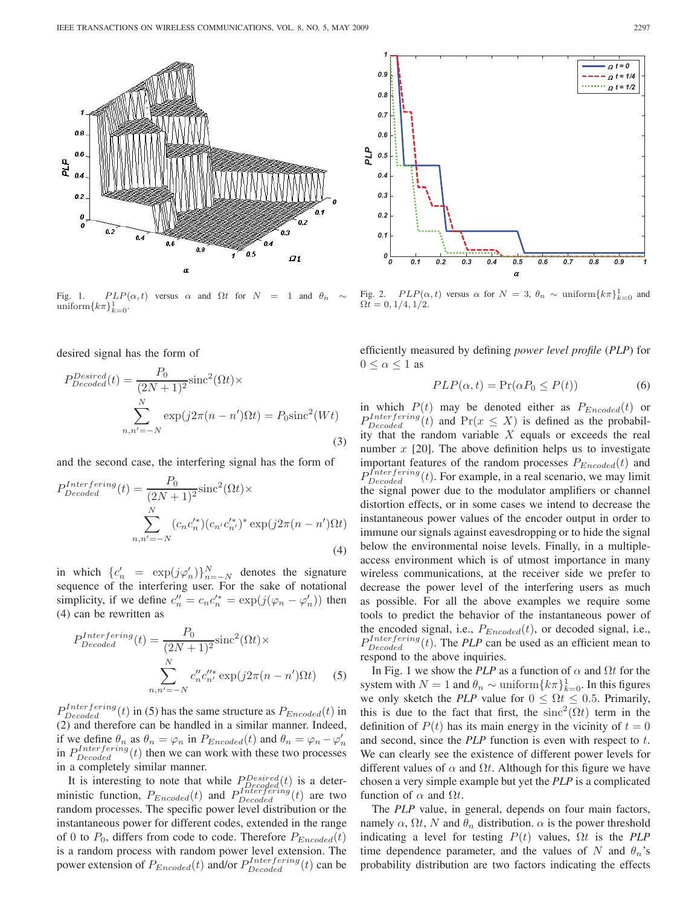Fig. 1. $PLP(\alpha, t)$ versus $\alpha$ and $\Omega t$ for $N = 1$ and $\theta_n \sim$ uniform$\{k\pi\}_{k=0}^{1}$.

Fig. 2. $PLP(\alpha, t)$ versus $\alpha$ for $N = 3$, $\theta_n \sim$ uniform$\{k\pi\}_{k=0}^{1}$ and $\Omega t = 0, 1/4, 1/2$.

desired signal has the form of

$$P_{Decoded}^{Desired}(t) = \frac{P_0}{(2N+1)^2}\text{sinc}^2(\Omega t)\times \sum_{n,n'=-N}^{N} \exp(j2\pi(n-n')\Omega t) = P_0\text{sinc}^2(Wt) \tag{3}$$

and the second case, the interfering signal has the form of

$$P_{Decoded}^{Interfering}(t) = \frac{P_0}{(2N+1)^2}\text{sinc}^2(\Omega t)\times \sum_{n,n'=-N}^{N} (c_n c_n'^*)(c_{n'} c_{n'}'^*)^* \exp(j2\pi(n-n')\Omega t) \tag{4}$$

in which $\{c_n' = \exp(j\varphi_n')\}_{n=-N}^{N}$ denotes the signature sequence of the interfering user. For the sake of notational simplicity, if we define $c_n'' = c_n c_n'^* = \exp(j(\varphi_n - \varphi_n'))$ then (4) can be rewritten as

$$P_{Decoded}^{Interfering}(t) = \frac{P_0}{(2N+1)^2}\text{sinc}^2(\Omega t)\times \sum_{n,n'=-N}^{N} c_n'' c_{n'}''^* \exp(j2\pi(n-n')\Omega t) \tag{5}$$

$P_{Decoded}^{Interfering}(t)$ in (5) has the same structure as $P_{Encoded}(t)$ in (2) and therefore can be handled in a similar manner. Indeed, if we define $\theta_n$ as $\theta_n = \varphi_n$ in $P_{Encoded}(t)$ and $\theta_n = \varphi_n - \varphi_n'$ in $P_{Decoded}^{Interfering}(t)$ then we can work with these two processes in a completely similar manner.

It is interesting to note that while $P_{Decoded}^{Desired}(t)$ is a deterministic function, $P_{Encoded}(t)$ and $P_{Decoded}^{Interfering}(t)$ are two random processes. The specific power level distribution or the instantaneous power for different codes, extended in the range of 0 to $P_0$, differs from code to code. Therefore $P_{Encoded}(t)$ is a random process with random power level extension. The power extension of $P_{Encoded}(t)$ and/or $P_{Decoded}^{Interfering}(t)$ can be efficiently measured by defining *power level profile* (*PLP*) for $0 \leq \alpha \leq 1$ as

$$PLP(\alpha, t) = \Pr(\alpha P_0 \leq P(t)) \tag{6}$$

in which $P(t)$ may be denoted either as $P_{Encoded}(t)$ or $P_{Decoded}^{Interfering}(t)$ and $\Pr(x \leq X)$ is defined as the probability that the random variable $X$ equals or exceeds the real number $x$ [20]. The above definition helps us to investigate important features of the random processes $P_{Encoded}(t)$ and $P_{Decoded}^{Interfering}(t)$. For example, in a real scenario, we may limit the signal power due to the modulator amplifiers or channel distortion effects, or in some cases we intend to decrease the instantaneous power values of the encoder output in order to immune our signals against eavesdropping or to hide the signal below the environmental noise levels. Finally, in a multiple-access environment which is of utmost importance in many wireless communications, at the receiver side we prefer to decrease the power level of the interfering users as much as possible. For all the above examples we require some tools to predict the behavior of the instantaneous power of the encoded signal, i.e., $P_{Encoded}(t)$, or decoded signal, i.e., $P_{Decoded}^{Interfering}(t)$. The *PLP* can be used as an efficient mean to respond to the above inquiries.

In Fig. 1 we show the *PLP* as a function of $\alpha$ and $\Omega t$ for the system with $N = 1$ and $\theta_n \sim$ uniform$\{k\pi\}_{k=0}^{1}$. In this figures we only sketch the *PLP* value for $0 \leq \Omega t \leq 0.5$. Primarily, this is due to the fact that first, the $\text{sinc}^2(\Omega t)$ term in the definition of $P(t)$ has its main energy in the vicinity of $t = 0$ and second, since the *PLP* function is even with respect to $t$. We can clearly see the existence of different power levels for different values of $\alpha$ and $\Omega t$. Although for this figure we have chosen a very simple example but yet the *PLP* is a complicated function of $\alpha$ and $\Omega t$.

The *PLP* value, in general, depends on four main factors, namely $\alpha$, $\Omega t$, $N$ and $\theta_n$ distribution. $\alpha$ is the power threshold indicating a level for testing $P(t)$ values, $\Omega t$ is the *PLP* time dependence parameter, and the values of $N$ and $\theta_n$'s probability distribution are two factors indicating the effects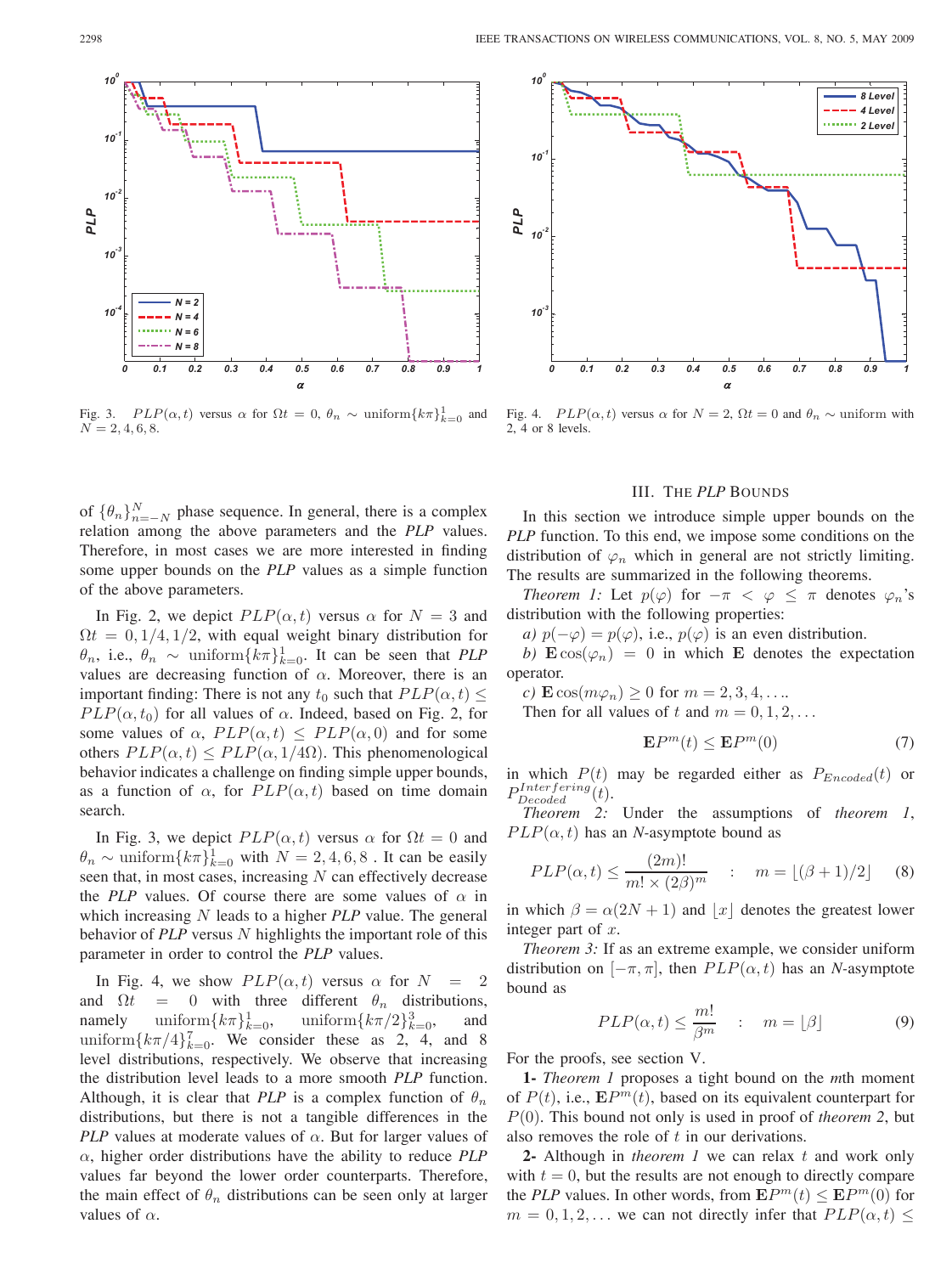Fig. 3. $PLP(\alpha, t)$ versus $\alpha$ for $\Omega t = 0$, $\theta_n \sim$ uniform$\{k\pi\}_{k=0}^{1}$ and $N = 2, 4, 6, 8$.

Fig. 4. $PLP(\alpha, t)$ versus $\alpha$ for $N = 2$, $\Omega t = 0$ and $\theta_n \sim$ uniform with 2, 4 or 8 levels.

of $\{\theta_n\}_{n=-N}^{N}$ phase sequence. In general, there is a complex relation among the above parameters and the *PLP* values. Therefore, in most cases we are more interested in finding some upper bounds on the *PLP* values as a simple function of the above parameters.

In Fig. 2, we depict $PLP(\alpha, t)$ versus $\alpha$ for $N = 3$ and $\Omega t = 0, 1/4, 1/2$, with equal weight binary distribution for $\theta_n$, i.e., $\theta_n \sim$ uniform$\{k\pi\}_{k=0}^{1}$. It can be seen that *PLP* values are decreasing function of $\alpha$. Moreover, there is an important finding: There is not any $t_0$ such that $PLP(\alpha, t) \leq PLP(\alpha, t_0)$ for all values of $\alpha$. Indeed, based on Fig. 2, for some values of $\alpha$, $PLP(\alpha, t) \leq PLP(\alpha, 0)$ and for some others $PLP(\alpha, t) \leq PLP(\alpha, 1/4\Omega)$. This phenomenological behavior indicates a challenge on finding simple upper bounds, as a function of $\alpha$, for $PLP(\alpha, t)$ based on time domain search.

In Fig. 3, we depict $PLP(\alpha, t)$ versus $\alpha$ for $\Omega t = 0$ and $\theta_n \sim$ uniform$\{k\pi\}_{k=0}^{1}$ with $N = 2, 4, 6, 8$ . It can be easily seen that, in most cases, increasing $N$ can effectively decrease the *PLP* values. Of course there are some values of $\alpha$ in which increasing $N$ leads to a higher *PLP* value. The general behavior of *PLP* versus $N$ highlights the important role of this parameter in order to control the *PLP* values.

In Fig. 4, we show $PLP(\alpha, t)$ versus $\alpha$ for $N = 2$ and $\Omega t = 0$ with three different $\theta_n$ distributions, namely uniform$\{k\pi\}_{k=0}^{1}$, uniform$\{k\pi/2\}_{k=0}^{3}$, and uniform$\{k\pi/4\}_{k=0}^{7}$. We consider these as 2, 4, and 8 level distributions, respectively. We observe that increasing the distribution level leads to a more smooth *PLP* function. Although, it is clear that *PLP* is a complex function of $\theta_n$ distributions, but there is not a tangible differences in the *PLP* values at moderate values of $\alpha$. But for larger values of $\alpha$, higher order distributions have the ability to reduce *PLP* values far beyond the lower order counterparts. Therefore, the main effect of $\theta_n$ distributions can be seen only at larger values of $\alpha$.

## III. The *PLP* Bounds

In this section we introduce simple upper bounds on the *PLP* function. To this end, we impose some conditions on the distribution of $\varphi_n$ which in general are not strictly limiting. The results are summarized in the following theorems.

*Theorem 1:* Let $p(\varphi)$ for $-\pi < \varphi \leq \pi$ denotes $\varphi_n$'s distribution with the following properties:

*a)* $p(-\varphi) = p(\varphi)$, i.e., $p(\varphi)$ is an even distribution.

*b)* $\mathbf{E}\cos(\varphi_n) = 0$ in which $\mathbf{E}$ denotes the expectation operator.

*c)* $\mathbf{E}\cos(m\varphi_n) \geq 0$ for $m = 2, 3, 4, \ldots$.

Then for all values of $t$ and $m = 0, 1, 2, \ldots$

$$\mathbf{E}P^m(t) \leq \mathbf{E}P^m(0) \tag{7}$$

in which $P(t)$ may be regarded either as $P_{Encoded}(t)$ or $P_{Decoded}^{Interfering}(t)$.

*Theorem 2:* Under the assumptions of *theorem 1*, $PLP(\alpha, t)$ has an $N$-asymptote bound as

$$PLP(\alpha, t) \leq \frac{(2m)!}{m! \times (2\beta)^m} \quad : \quad m = \lfloor(\beta + 1)/2\rfloor \tag{8}$$

in which $\beta = \alpha(2N + 1)$ and $\lfloor x \rfloor$ denotes the greatest lower integer part of $x$.

*Theorem 3:* If as an extreme example, we consider uniform distribution on $[-\pi, \pi]$, then $PLP(\alpha, t)$ has an $N$-asymptote bound as

$$PLP(\alpha, t) \leq \frac{m!}{\beta^m} \quad : \quad m = \lfloor \beta \rfloor \tag{9}$$

For the proofs, see section V.

**1-** *Theorem 1* proposes a tight bound on the $m$th moment of $P(t)$, i.e., $\mathbf{E}P^m(t)$, based on its equivalent counterpart for $P(0)$. This bound not only is used in proof of *theorem 2*, but also removes the role of $t$ in our derivations.

**2-** Although in *theorem 1* we can relax $t$ and work only with $t = 0$, but the results are not enough to directly compare the *PLP* values. In other words, from $\mathbf{E}P^m(t) \leq \mathbf{E}P^m(0)$ for $m = 0, 1, 2, \ldots$ we can not directly infer that $PLP(\alpha, t) \leq$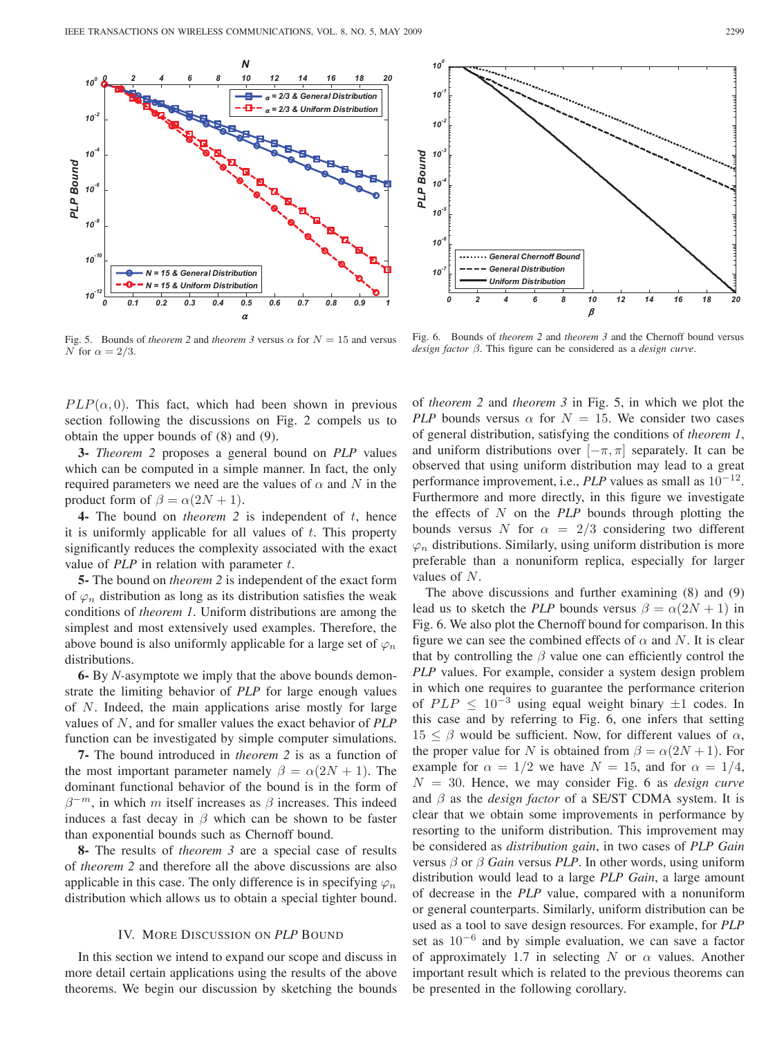Fig. 5. Bounds of *theorem 2* and *theorem 3* versus $\alpha$ for $N = 15$ and versus $N$ for $\alpha = 2/3$.

Fig. 6. Bounds of *theorem 2* and *theorem 3* and the Chernoff bound versus *design factor* $\beta$. This figure can be considered as a *design curve*.

$PLP(\alpha, 0)$. This fact, which had been shown in previous section following the discussions on Fig. 2 compels us to obtain the upper bounds of (8) and (9).

**3-** *Theorem 2* proposes a general bound on *PLP* values which can be computed in a simple manner. In fact, the only required parameters we need are the values of $\alpha$ and $N$ in the product form of $\beta = \alpha(2N + 1)$.

**4-** The bound on *theorem 2* is independent of $t$, hence it is uniformly applicable for all values of $t$. This property significantly reduces the complexity associated with the exact value of *PLP* in relation with parameter $t$.

**5-** The bound on *theorem 2* is independent of the exact form of $\varphi_n$ distribution as long as its distribution satisfies the weak conditions of *theorem 1*. Uniform distributions are among the simplest and most extensively used examples. Therefore, the above bound is also uniformly applicable for a large set of $\varphi_n$ distributions.

**6-** By *N*-asymptote we imply that the above bounds demonstrate the limiting behavior of *PLP* for large enough values of $N$. Indeed, the main applications arise mostly for large values of $N$, and for smaller values the exact behavior of *PLP* function can be investigated by simple computer simulations.

**7-** The bound introduced in *theorem 2* is as a function of the most important parameter namely $\beta = \alpha(2N + 1)$. The dominant functional behavior of the bound is in the form of $\beta^{-m}$, in which $m$ itself increases as $\beta$ increases. This indeed induces a fast decay in $\beta$ which can be shown to be faster than exponential bounds such as Chernoff bound.

**8-** The results of *theorem 3* are a special case of results of *theorem 2* and therefore all the above discussions are also applicable in this case. The only difference is in specifying $\varphi_n$ distribution which allows us to obtain a special tighter bound.

## IV. More Discussion on *PLP* Bound

In this section we intend to expand our scope and discuss in more detail certain applications using the results of the above theorems. We begin our discussion by sketching the bounds of *theorem 2* and *theorem 3* in Fig. 5, in which we plot the *PLP* bounds versus $\alpha$ for $N = 15$. We consider two cases of general distribution, satisfying the conditions of *theorem 1*, and uniform distributions over $[-\pi, \pi]$ separately. It can be observed that using uniform distribution may lead to a great performance improvement, i.e., *PLP* values as small as $10^{-12}$. Furthermore and more directly, in this figure we investigate the effects of $N$ on the *PLP* bounds through plotting the bounds versus $N$ for $\alpha = 2/3$ considering two different $\varphi_n$ distributions. Similarly, using uniform distribution is more preferable than a nonuniform replica, especially for larger values of $N$.

The above discussions and further examining (8) and (9) lead us to sketch the *PLP* bounds versus $\beta = \alpha(2N + 1)$ in Fig. 6. We also plot the Chernoff bound for comparison. In this figure we can see the combined effects of $\alpha$ and $N$. It is clear that by controlling the $\beta$ value one can efficiently control the *PLP* values. For example, consider a system design problem in which one requires to guarantee the performance criterion of $PLP \leq 10^{-3}$ using equal weight binary $\pm 1$ codes. In this case and by referring to Fig. 6, one infers that setting $15 \leq \beta$ would be sufficient. Now, for different values of $\alpha$, the proper value for $N$ is obtained from $\beta = \alpha(2N + 1)$. For example for $\alpha = 1/2$ we have $N = 15$, and for $\alpha = 1/4$, $N = 30$. Hence, we may consider Fig. 6 as *design curve* and $\beta$ as the *design factor* of a SE/ST CDMA system. It is clear that we obtain some improvements in performance by resorting to the uniform distribution. This improvement may be considered as *distribution gain*, in two cases of *PLP Gain* versus $\beta$ or $\beta$ *Gain* versus *PLP*. In other words, using uniform distribution would lead to a large *PLP Gain*, a large amount of decrease in the *PLP* value, compared with a nonuniform or general counterparts. Similarly, uniform distribution can be used as a tool to save design resources. For example, for *PLP* set as $10^{-6}$ and by simple evaluation, we can save a factor of approximately 1.7 in selecting $N$ or $\alpha$ values. Another important result which is related to the previous theorems can be presented in the following corollary.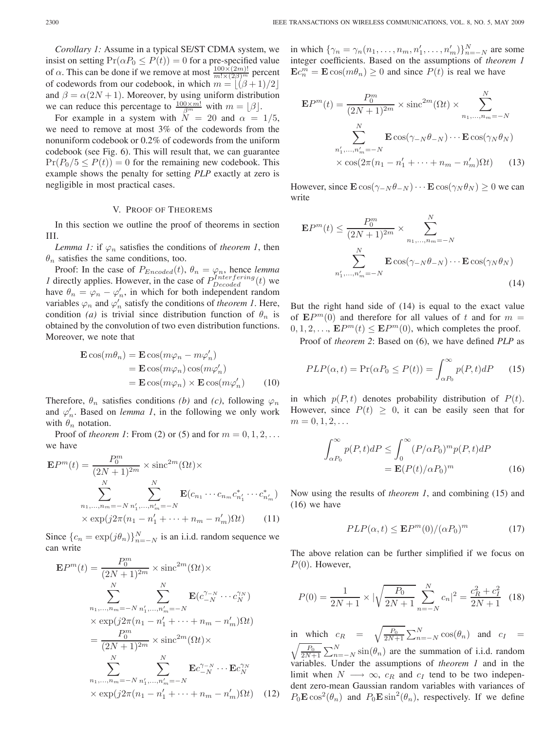*Corollary 1:* Assume in a typical SE/ST CDMA system, we insist on setting $\Pr(\alpha P_0 \leq P(t)) = 0$ for a pre-specified value of $\alpha$. This can be done if we remove at most $\frac{100\times(2m)!}{m!\times(2\beta)^m}$ percent of codewords from our codebook, in which $m = \lfloor(\beta+1)/2\rfloor$ and $\beta = \alpha(2N+1)$. Moreover, by using uniform distribution we can reduce this percentage to $\frac{100\times m!}{\beta^m}$ with $m = \lfloor\beta\rfloor$.

For example in a system with $N = 20$ and $\alpha = 1/5$, we need to remove at most 3% of the codewords from the nonuniform codebook or 0.2% of codewords from the uniform codebook (see Fig. 6). This will result that, we can guarantee $\Pr(P_0/5 \leq P(t)) = 0$ for the remaining new codebook. This example shows the penalty for setting *PLP* exactly at zero is negligible in most practical cases.

## V. Proof of Theorems

In this section we outline the proof of theorems in section III.

*Lemma 1:* if $\varphi_n$ satisfies the conditions of *theorem 1*, then $\theta_n$ satisfies the same conditions, too.

Proof: In the case of $P_{Encoded}(t)$, $\theta_n = \varphi_n$, hence *lemma 1* directly applies. However, in the case of $P_{Decoded}^{Interfering}(t)$ we have $\theta_n = \varphi_n - \varphi_n'$, in which for both independent random variables $\varphi_n$ and $\varphi_n'$ satisfy the conditions of *theorem 1*. Here, condition *(a)* is trivial since distribution function of $\theta_n$ is obtained by the convolution of two even distribution functions. Moreover, we note that

$$\begin{aligned}
\mathbf{E}\cos(m\theta_n) &= \mathbf{E}\cos(m\varphi_n - m\varphi_n') \\
&= \mathbf{E}\cos(m\varphi_n)\cos(m\varphi_n') \\
&= \mathbf{E}\cos(m\varphi_n) \times \mathbf{E}\cos(m\varphi_n') \qquad (10)
\end{aligned}$$

Therefore, $\theta_n$ satisfies conditions *(b)* and *(c)*, following $\varphi_n$ and $\varphi_n'$. Based on *lemma 1*, in the following we only work with $\theta_n$ notation.

Proof of *theorem 1*: From (2) or (5) and for $m = 0, 1, 2, \ldots$ we have

$$\begin{aligned}
\mathbf{E}P^m(t) = &\frac{P_0^m}{(2N+1)^{2m}} \times \mathrm{sinc}^{2m}(\Omega t) \times \\
&\sum_{n_1,\ldots,n_m=-N}^{N} \sum_{n_1',\ldots,n_m'=-N}^{N} \mathbf{E}(c_{n_1}\cdots c_{n_m} c_{n_1'}^* \cdots c_{n_m'}^*) \\
&\times \exp(j2\pi(n_1 - n_1' + \cdots + n_m - n_m')\Omega t) \qquad (11)
\end{aligned}$$

Since $\{c_n = \exp(j\theta_n)\}_{n=-N}^{N}$ is an i.i.d. random sequence we can write

$$\begin{aligned}
\mathbf{E}P^m(t) = &\frac{P_0^m}{(2N+1)^{2m}} \times \mathrm{sinc}^{2m}(\Omega t) \times \\
&\sum_{n_1,\ldots,n_m=-N}^{N} \sum_{n_1',\ldots,n_m'=-N}^{N} \mathbf{E}(c_{-N}^{\gamma_{-N}} \cdots c_N^{\gamma_N}) \\
&\times \exp(j2\pi(n_1 - n_1' + \cdots + n_m - n_m')\Omega t) \\
= &\frac{P_0^m}{(2N+1)^{2m}} \times \mathrm{sinc}^{2m}(\Omega t) \times \\
&\sum_{n_1,\ldots,n_m=-N}^{N} \sum_{n_1',\ldots,n_m'=-N}^{N} \mathbf{E}c_{-N}^{\gamma_{-N}} \cdots \mathbf{E}c_N^{\gamma_N} \\
&\times \exp(j2\pi(n_1 - n_1' + \cdots + n_m - n_m')\Omega t) \qquad (12)
\end{aligned}$$

in which $\{\gamma_n = \gamma_n(n_1, \ldots, n_m, n_1', \ldots, n_m')\}_{n=-N}^{N}$ are some integer coefficients. Based on the assumptions of *theorem 1* $\mathbf{E}c_n^m = \mathbf{E}\cos(m\theta_n) \geq 0$ and since $P(t)$ is real we have

$$\begin{aligned}
\mathbf{E}P^m(t) = &\frac{P_0^m}{(2N+1)^{2m}} \times \mathrm{sinc}^{2m}(\Omega t) \times \sum_{n_1,\ldots,n_m=-N}^{N} \\
&\sum_{n_1',\ldots,n_m'=-N}^{N} \mathbf{E}\cos(\gamma_{-N}\theta_{-N}) \cdots \mathbf{E}\cos(\gamma_N\theta_N) \\
&\times \cos(2\pi(n_1 - n_1' + \cdots + n_m - n_m')\Omega t) \qquad (13)
\end{aligned}$$

However, since $\mathbf{E}\cos(\gamma_{-N}\theta_{-N}) \cdots \mathbf{E}\cos(\gamma_N\theta_N) \geq 0$ we can write

$$\begin{aligned}
\mathbf{E}P^m(t) \leq &\frac{P_0^m}{(2N+1)^{2m}} \times \sum_{n_1,\ldots,n_m=-N}^{N} \\
&\sum_{n_1',\ldots,n_m'=-N}^{N} \mathbf{E}\cos(\gamma_{-N}\theta_{-N}) \cdots \mathbf{E}\cos(\gamma_N\theta_N) \qquad (14)
\end{aligned}$$

But the right hand side of (14) is equal to the exact value of $\mathbf{E}P^m(0)$ and therefore for all values of $t$ and for $m = 0, 1, 2, \ldots$, $\mathbf{E}P^m(t) \leq \mathbf{E}P^m(0)$, which completes the proof.

Proof of *theorem 2*: Based on (6), we have defined *PLP* as

$$PLP(\alpha, t) = \Pr(\alpha P_0 \leq P(t)) = \int_{\alpha P_0}^{\infty} p(P, t)dP \qquad (15)$$

in which $p(P, t)$ denotes probability distribution of $P(t)$. However, since $P(t) \geq 0$, it can be easily seen that for $m = 0, 1, 2, \ldots$

$$\begin{aligned}
\int_{\alpha P_0}^{\infty} p(P, t)dP &\leq \int_{0}^{\infty} (P/\alpha P_0)^m p(P, t)dP \\
&= \mathbf{E}(P(t)/\alpha P_0)^m \qquad (16)
\end{aligned}$$

Now using the results of *theorem 1*, and combining (15) and (16) we have

$$PLP(\alpha, t) \leq \mathbf{E}P^m(0)/(\alpha P_0)^m \qquad (17)$$

The above relation can be further simplified if we focus on $P(0)$. However,

$$P(0) = \frac{1}{2N+1} \times |\sqrt{\frac{P_0}{2N+1}} \sum_{n=-N}^{N} c_n|^2 = \frac{c_R^2 + c_I^2}{2N+1} \qquad (18)$$

in which $c_R = \sqrt{\frac{P_0}{2N+1}} \sum_{n=-N}^{N} \cos(\theta_n)$ and $c_I = \sqrt{\frac{P_0}{2N+1}} \sum_{n=-N}^{N} \sin(\theta_n)$ are the summation of i.i.d. random variables. Under the assumptions of *theorem 1* and in the limit when $N \longrightarrow \infty$, $c_R$ and $c_I$ tend to be two independent zero-mean Gaussian random variables with variances of $P_0\mathbf{E}\cos^2(\theta_n)$ and $P_0\mathbf{E}\sin^2(\theta_n)$, respectively. If we define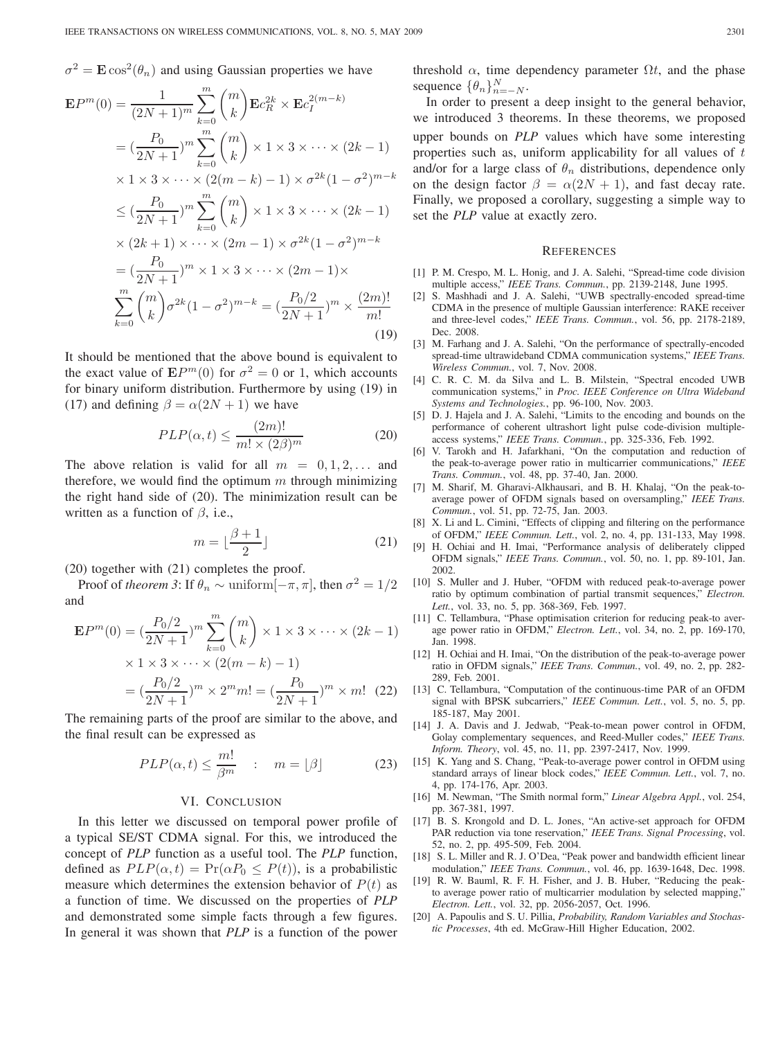$\sigma^2 = \mathbf{E}\cos^2(\theta_n)$ and using Gaussian properties we have

$$
\begin{aligned}
\mathbf{E}P^m(0) &= \frac{1}{(2N+1)^m}\sum_{k=0}^{m}\binom{m}{k}\mathbf{E}c_R^{2k}\times\mathbf{E}c_I^{2(m-k)} \\
&= (\frac{P_0}{2N+1})^m\sum_{k=0}^{m}\binom{m}{k}\times 1\times 3\times\cdots\times(2k-1) \\
&\times 1\times 3\times\cdots\times(2(m-k)-1)\times\sigma^{2k}(1-\sigma^2)^{m-k} \\
&\leq (\frac{P_0}{2N+1})^m\sum_{k=0}^{m}\binom{m}{k}\times 1\times 3\times\cdots\times(2k-1) \\
&\times(2k+1)\times\cdots\times(2m-1)\times\sigma^{2k}(1-\sigma^2)^{m-k} \\
&= (\frac{P_0}{2N+1})^m\times 1\times 3\times\cdots\times(2m-1)\times \\
&\sum_{k=0}^{m}\binom{m}{k}\sigma^{2k}(1-\sigma^2)^{m-k} = (\frac{P_0/2}{2N+1})^m\times\frac{(2m)!}{m!}
\end{aligned} \tag{19}
$$

It should be mentioned that the above bound is equivalent to the exact value of $\mathbf{E}P^m(0)$ for $\sigma^2 = 0$ or 1, which accounts for binary uniform distribution. Furthermore by using (19) in (17) and defining $\beta = \alpha(2N+1)$ we have

$$
PLP(\alpha,t) \leq \frac{(2m)!}{m!\times(2\beta)^m} \tag{20}
$$

The above relation is valid for all $m = 0, 1, 2, \ldots$ and therefore, we would find the optimum $m$ through minimizing the right hand side of (20). The minimization result can be written as a function of $\beta$, i.e.,

$$
m = \lfloor\frac{\beta+1}{2}\rfloor \tag{21}
$$

(20) together with (21) completes the proof.

Proof of *theorem 3*: If $\theta_n \sim \text{uniform}[-\pi,\pi]$, then $\sigma^2 = 1/2$ and

$$
\begin{aligned}
\mathbf{E}P^m(0) &= (\frac{P_0/2}{2N+1})^m\sum_{k=0}^{m}\binom{m}{k}\times 1\times 3\times\cdots\times(2k-1) \\
&\times 1\times 3\times\cdots\times(2(m-k)-1) \\
&= (\frac{P_0/2}{2N+1})^m\times 2^m m! = (\frac{P_0}{2N+1})^m\times m!
\end{aligned} \tag{22}
$$

The remaining parts of the proof are similar to the above, and the final result can be expressed as

$$
PLP(\alpha,t) \leq \frac{m!}{\beta^m} \quad : \quad m = \lfloor\beta\rfloor \tag{23}
$$

## VI. Conclusion

In this letter we discussed on temporal power profile of a typical SE/ST CDMA signal. For this, we introduced the concept of *PLP* function as a useful tool. The *PLP* function, defined as $PLP(\alpha,t) = \Pr(\alpha P_0 \leq P(t))$, is a probabilistic measure which determines the extension behavior of $P(t)$ as a function of time. We discussed on the properties of *PLP* and demonstrated some simple facts through a few figures. In general it was shown that *PLP* is a function of the power threshold $\alpha$, time dependency parameter $\Omega t$, and the phase sequence $\{\theta_n\}_{n=-N}^{N}$.

In order to present a deep insight to the general behavior, we introduced 3 theorems. In these theorems, we proposed upper bounds on *PLP* values which have some interesting properties such as, uniform applicability for all values of $t$ and/or for a large class of $\theta_n$ distributions, dependence only on the design factor $\beta = \alpha(2N+1)$, and fast decay rate. Finally, we proposed a corollary, suggesting a simple way to set the *PLP* value at exactly zero.

## References

[1] P. M. Crespo, M. L. Honig, and J. A. Salehi, "Spread-time code division multiple access," *IEEE Trans. Commun.*, pp. 2139-2148, June 1995.

[2] S. Mashhadi and J. A. Salehi, "UWB spectrally-encoded spread-time CDMA in the presence of multiple Gaussian interference: RAKE receiver and three-level codes," *IEEE Trans. Commun.*, vol. 56, pp. 2178-2189, Dec. 2008.

[3] M. Farhang and J. A. Salehi, "On the performance of spectrally-encoded spread-time ultrawideband CDMA communication systems," *IEEE Trans. Wireless Commun.*, vol. 7, Nov. 2008.

[4] C. R. C. M. da Silva and L. B. Milstein, "Spectral encoded UWB communication systems," in *Proc. IEEE Conference on Ultra Wideband Systems and Technologies.*, pp. 96-100, Nov. 2003.

[5] D. J. Hajela and J. A. Salehi, "Limits to the encoding and bounds on the performance of coherent ultrashort light pulse code-division multiple-access systems," *IEEE Trans. Commun.*, pp. 325-336, Feb. 1992.

[6] V. Tarokh and H. Jafarkhani, "On the computation and reduction of the peak-to-average power ratio in multicarrier communications," *IEEE Trans. Commun.*, vol. 48, pp. 37-40, Jan. 2000.

[7] M. Sharif, M. Gharavi-Alkhausari, and B. H. Khalaj, "On the peak-to-average power of OFDM signals based on oversampling," *IEEE Trans. Commun.*, vol. 51, pp. 72-75, Jan. 2003.

[8] X. Li and L. Cimini, "Effects of clipping and filtering on the performance of OFDM," *IEEE Commun. Lett.*, vol. 2, no. 4, pp. 131-133, May 1998.

[9] H. Ochiai and H. Imai, "Performance analysis of deliberately clipped OFDM signals," *IEEE Trans. Commun.*, vol. 50, no. 1, pp. 89-101, Jan. 2002.

[10] S. Muller and J. Huber, "OFDM with reduced peak-to-average power ratio by optimum combination of partial transmit sequences," *Electron. Lett.*, vol. 33, no. 5, pp. 368-369, Feb. 1997.

[11] C. Tellambura, "Phase optimisation criterion for reducing peak-to average power ratio in OFDM," *Electron. Lett.*, vol. 34, no. 2, pp. 169-170, Jan. 1998.

[12] H. Ochiai and H. Imai, "On the distribution of the peak-to-average power ratio in OFDM signals," *IEEE Trans. Commun.*, vol. 49, no. 2, pp. 282-289, Feb. 2001.

[13] C. Tellambura, "Computation of the continuous-time PAR of an OFDM signal with BPSK subcarriers," *IEEE Commun. Lett.*, vol. 5, no. 5, pp. 185-187, May 2001.

[14] J. A. Davis and J. Jedwab, "Peak-to-mean power control in OFDM, Golay complementary sequences, and Reed-Muller codes," *IEEE Trans. Inform. Theory*, vol. 45, no. 11, pp. 2397-2417, Nov. 1999.

[15] K. Yang and S. Chang, "Peak-to-average power control in OFDM using standard arrays of linear block codes," *IEEE Commun. Lett.*, vol. 7, no. 4, pp. 174-176, Apr. 2003.

[16] M. Newman, "The Smith normal form," *Linear Algebra Appl.*, vol. 254, pp. 367-381, 1997.

[17] B. S. Krongold and D. L. Jones, "An active-set approach for OFDM PAR reduction via tone reservation," *IEEE Trans. Signal Processing*, vol. 52, no. 2, pp. 495-509, Feb. 2004.

[18] S. L. Miller and R. J. O'Dea, "Peak power and bandwidth efficient linear modulation," *IEEE Trans. Commun.*, vol. 46, pp. 1639-1646, Dec. 1998.

[19] R. W. Bauml, R. F. H. Fisher, and J. B. Huber, "Reducing the peak-to average power ratio of multicarrier modulation by selected mapping," *Electron. Lett.*, vol. 32, pp. 2056-2057, Oct. 1996.

[20] A. Papoulis and S. U. Pillia, *Probability, Random Variables and Stochastic Processes*, 4th ed. McGraw-Hill Higher Education, 2002.